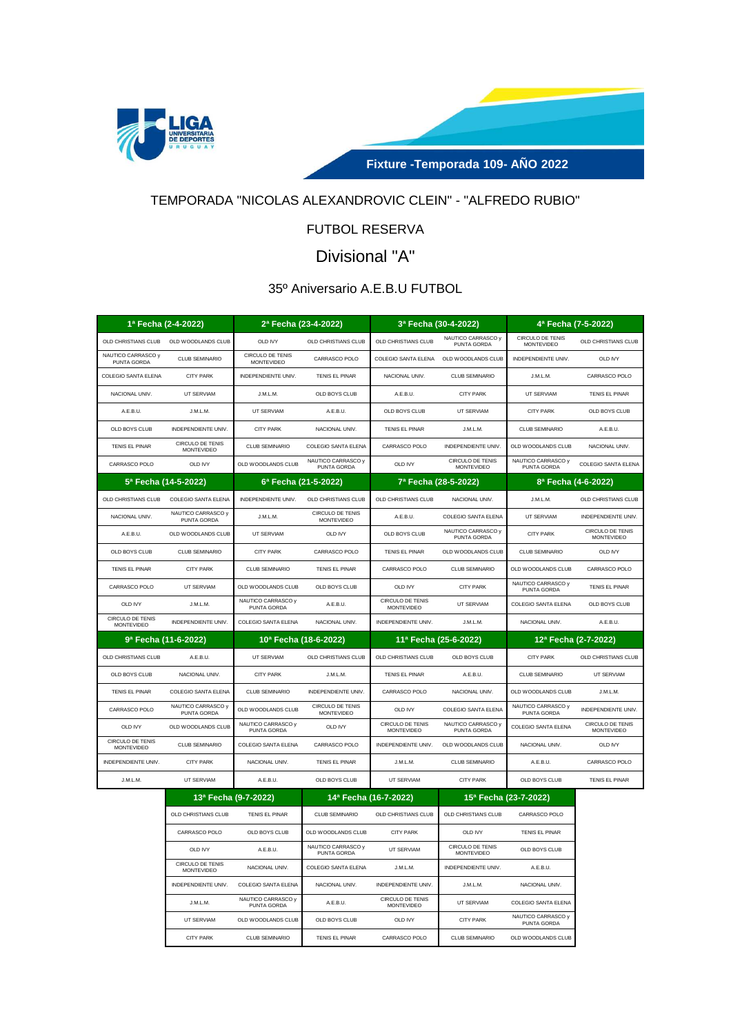**Fixture -Temporada 109- AÑO 2022**

TEMPORADA "NICOLAS ALEXANDROVIC CLEIN" - "ALFREDO RUBIO"

FUTBOL RESERVA

## Divisional "A"

35º Aniversario A.E.B.U FUTBOL

| 1ª Fecha (2-4-2022) | | 2ª Fecha (23-4-2022) | | 3ª Fecha (30-4-2022) | | 4ª Fecha (7-5-2022) | |
|---|---|---|---|---|---|---|---|
| OLD CHRISTIANS CLUB | OLD WOODLANDS CLUB | OLD IVY | OLD CHRISTIANS CLUB | OLD CHRISTIANS CLUB | NAUTICO CARRASCO y PUNTA GORDA | CIRCULO DE TENIS MONTEVIDEO | OLD CHRISTIANS CLUB |
| NAUTICO CARRASCO y PUNTA GORDA | CLUB SEMINARIO | CIRCULO DE TENIS MONTEVIDEO | CARRASCO POLO | COLEGIO SANTA ELENA | OLD WOODLANDS CLUB | INDEPENDIENTE UNIV. | OLD IVY |
| COLEGIO SANTA ELENA | CITY PARK | INDEPENDIENTE UNIV. | TENIS EL PINAR | NACIONAL UNIV. | CLUB SEMINARIO | J.M.L.M. | CARRASCO POLO |
| NACIONAL UNIV. | UT SERVIAM | J.M.L.M. | OLD BOYS CLUB | A.E.B.U. | CITY PARK | UT SERVIAM | TENIS EL PINAR |
| A.E.B.U. | J.M.L.M. | UT SERVIAM | A.E.B.U. | OLD BOYS CLUB | UT SERVIAM | CITY PARK | OLD BOYS CLUB |
| OLD BOYS CLUB | INDEPENDIENTE UNIV. | CITY PARK | NACIONAL UNIV. | TENIS EL PINAR | J.M.L.M. | CLUB SEMINARIO | A.E.B.U. |
| TENIS EL PINAR | CIRCULO DE TENIS MONTEVIDEO | CLUB SEMINARIO | COLEGIO SANTA ELENA | CARRASCO POLO | INDEPENDIENTE UNIV. | OLD WOODLANDS CLUB | NACIONAL UNIV. |
| CARRASCO POLO | OLD IVY | OLD WOODLANDS CLUB | NAUTICO CARRASCO y PUNTA GORDA | OLD IVY | CIRCULO DE TENIS MONTEVIDEO | NAUTICO CARRASCO y PUNTA GORDA | COLEGIO SANTA ELENA |
| **5ª Fecha (14-5-2022)** | | **6ª Fecha (21-5-2022)** | | **7ª Fecha (28-5-2022)** | | **8ª Fecha (4-6-2022)** | |
| OLD CHRISTIANS CLUB | COLEGIO SANTA ELENA | INDEPENDIENTE UNIV. | OLD CHRISTIANS CLUB | OLD CHRISTIANS CLUB | NACIONAL UNIV. | J.M.L.M. | OLD CHRISTIANS CLUB |
| NACIONAL UNIV. | NAUTICO CARRASCO y PUNTA GORDA | J.M.L.M. | CIRCULO DE TENIS MONTEVIDEO | A.E.B.U. | COLEGIO SANTA ELENA | UT SERVIAM | INDEPENDIENTE UNIV. |
| A.E.B.U. | OLD WOODLANDS CLUB | UT SERVIAM | OLD IVY | OLD BOYS CLUB | NAUTICO CARRASCO y PUNTA GORDA | CITY PARK | CIRCULO DE TENIS MONTEVIDEO |
| OLD BOYS CLUB | CLUB SEMINARIO | CITY PARK | CARRASCO POLO | TENIS EL PINAR | OLD WOODLANDS CLUB | CLUB SEMINARIO | OLD IVY |
| TENIS EL PINAR | CITY PARK | CLUB SEMINARIO | TENIS EL PINAR | CARRASCO POLO | CLUB SEMINARIO | OLD WOODLANDS CLUB | CARRASCO POLO |
| CARRASCO POLO | UT SERVIAM | OLD WOODLANDS CLUB | OLD BOYS CLUB | OLD IVY | CITY PARK | NAUTICO CARRASCO y PUNTA GORDA | TENIS EL PINAR |
| OLD IVY | J.M.L.M. | NAUTICO CARRASCO y PUNTA GORDA | A.E.B.U. | CIRCULO DE TENIS MONTEVIDEO | UT SERVIAM | COLEGIO SANTA ELENA | OLD BOYS CLUB |
| CIRCULO DE TENIS MONTEVIDEO | INDEPENDIENTE UNIV. | COLEGIO SANTA ELENA | NACIONAL UNIV. | INDEPENDIENTE UNIV. | J.M.L.M. | NACIONAL UNIV. | A.E.B.U. |
| **9ª Fecha (11-6-2022)** | | **10ª Fecha (18-6-2022)** | | **11ª Fecha (25-6-2022)** | | **12ª Fecha (2-7-2022)** | |
| OLD CHRISTIANS CLUB | A.E.B.U. | UT SERVIAM | OLD CHRISTIANS CLUB | OLD CHRISTIANS CLUB | OLD BOYS CLUB | CITY PARK | OLD CHRISTIANS CLUB |
| OLD BOYS CLUB | NACIONAL UNIV. | CITY PARK | J.M.L.M. | TENIS EL PINAR | A.E.B.U. | CLUB SEMINARIO | UT SERVIAM |
| TENIS EL PINAR | COLEGIO SANTA ELENA | CLUB SEMINARIO | INDEPENDIENTE UNIV. | CARRASCO POLO | NACIONAL UNIV. | OLD WOODLANDS CLUB | J.M.L.M. |
| CARRASCO POLO | NAUTICO CARRASCO y PUNTA GORDA | OLD WOODLANDS CLUB | CIRCULO DE TENIS MONTEVIDEO | OLD IVY | COLEGIO SANTA ELENA | NAUTICO CARRASCO y PUNTA GORDA | INDEPENDIENTE UNIV. |
| OLD IVY | OLD WOODLANDS CLUB | NAUTICO CARRASCO y PUNTA GORDA | OLD IVY | CIRCULO DE TENIS MONTEVIDEO | NAUTICO CARRASCO y PUNTA GORDA | COLEGIO SANTA ELENA | CIRCULO DE TENIS MONTEVIDEO |
| CIRCULO DE TENIS MONTEVIDEO | CLUB SEMINARIO | COLEGIO SANTA ELENA | CARRASCO POLO | INDEPENDIENTE UNIV. | OLD WOODLANDS CLUB | NACIONAL UNIV. | OLD IVY |
| INDEPENDIENTE UNIV. | CITY PARK | NACIONAL UNIV. | TENIS EL PINAR | J.M.L.M. | CLUB SEMINARIO | A.E.B.U. | CARRASCO POLO |
| J.M.L.M. | UT SERVIAM | A.E.B.U. | OLD BOYS CLUB | UT SERVIAM | CITY PARK | OLD BOYS CLUB | TENIS EL PINAR |

| 13ª Fecha (9-7-2022) | | 14ª Fecha (16-7-2022) | | 15ª Fecha (23-7-2022) | |
|---|---|---|---|---|---|
| OLD CHRISTIANS CLUB | TENIS EL PINAR | CLUB SEMINARIO | OLD CHRISTIANS CLUB | OLD CHRISTIANS CLUB | CARRASCO POLO |
| CARRASCO POLO | OLD BOYS CLUB | OLD WOODLANDS CLUB | CITY PARK | OLD IVY | TENIS EL PINAR |
| OLD IVY | A.E.B.U. | NAUTICO CARRASCO y PUNTA GORDA | UT SERVIAM | CIRCULO DE TENIS MONTEVIDEO | OLD BOYS CLUB |
| CIRCULO DE TENIS MONTEVIDEO | NACIONAL UNIV. | COLEGIO SANTA ELENA | J.M.L.M. | INDEPENDIENTE UNIV. | A.E.B.U. |
| INDEPENDIENTE UNIV. | COLEGIO SANTA ELENA | NACIONAL UNIV. | INDEPENDIENTE UNIV. | J.M.L.M. | NACIONAL UNIV. |
| J.M.L.M. | NAUTICO CARRASCO y PUNTA GORDA | A.E.B.U. | CIRCULO DE TENIS MONTEVIDEO | UT SERVIAM | COLEGIO SANTA ELENA |
| UT SERVIAM | OLD WOODLANDS CLUB | OLD BOYS CLUB | OLD IVY | CITY PARK | NAUTICO CARRASCO y PUNTA GORDA |
| CITY PARK | CLUB SEMINARIO | TENIS EL PINAR | CARRASCO POLO | CLUB SEMINARIO | OLD WOODLANDS CLUB |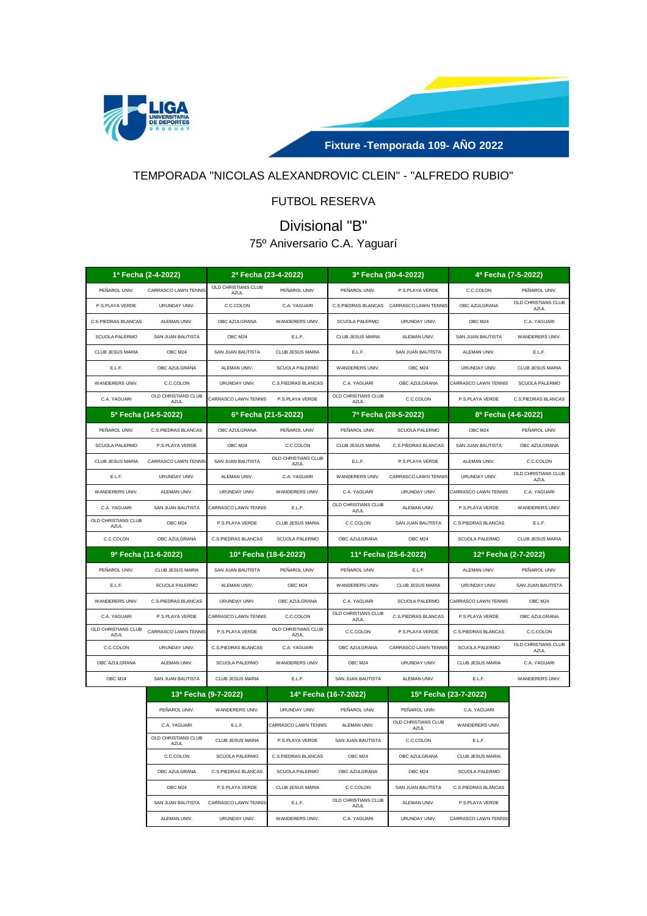**Fixture -Temporada 109- AÑO 2022**

## TEMPORADA "NICOLAS ALEXANDROVIC CLEIN" - "ALFREDO RUBIO"

### FUTBOL RESERVA

### Divisional "B"

75º Aniversario C.A. Yaguarí

| 1ª Fecha (2-4-2022) | | 2ª Fecha (23-4-2022) | | 3ª Fecha (30-4-2022) | | 4ª Fecha (7-5-2022) | |
|---|---|---|---|---|---|---|---|
| PEÑAROL UNIV. | CARRASCO LAWN TENNIS | OLD CHRISTIANS CLUB AZUL | PEÑAROL UNIV. | PEÑAROL UNIV. | P.S.PLAYA VERDE | C.C.COLON | PEÑAROL UNIV. |
| P.S.PLAYA VERDE | URUNDAY UNIV. | C.C.COLON | C.A. YAGUARI | C.S.PIEDRAS BLANCAS | CARRASCO LAWN TENNIS | OBC AZULGRANA | OLD CHRISTIANS CLUB AZUL |
| C.S.PIEDRAS BLANCAS | ALEMAN UNIV. | OBC AZULGRANA | WANDERERS UNIV. | SCUOLA PALERMO | URUNDAY UNIV. | OBC M24 | C.A. YAGUARI |
| SCUOLA PALERMO | SAN JUAN BAUTISTA | OBC M24 | E.L.F. | CLUB JESUS MARIA | ALEMAN UNIV. | SAN JUAN BAUTISTA | WANDERERS UNIV. |
| CLUB JESUS MARIA | OBC M24 | SAN JUAN BAUTISTA | CLUB JESUS MARIA | E.L.F. | SAN JUAN BAUTISTA | ALEMAN UNIV. | E.L.F. |
| E.L.F. | OBC AZULGRANA | ALEMAN UNIV. | SCUOLA PALERMO | WANDERERS UNIV. | OBC M24 | URUNDAY UNIV. | CLUB JESUS MARIA |
| WANDERERS UNIV. | C.C.COLON | URUNDAY UNIV. | C.S.PIEDRAS BLANCAS | C.A. YAGUARI | OBC AZULGRANA | CARRASCO LAWN TENNIS | SCUOLA PALERMO |
| C.A. YAGUARI | OLD CHRISTIANS CLUB AZUL | CARRASCO LAWN TENNIS | P.S.PLAYA VERDE | OLD CHRISTIANS CLUB AZUL | C.C.COLON | P.S.PLAYA VERDE | C.S.PIEDRAS BLANCAS |
| **5ª Fecha (14-5-2022)** | | **6ª Fecha (21-5-2022)** | | **7ª Fecha (28-5-2022)** | | **8ª Fecha (4-6-2022)** | |
| PEÑAROL UNIV. | C.S.PIEDRAS BLANCAS | OBC AZULGRANA | PEÑAROL UNIV. | PEÑAROL UNIV. | SCUOLA PALERMO | OBC M24 | PEÑAROL UNIV. |
| SCUOLA PALERMO | P.S.PLAYA VERDE | OBC M24 | C.C.COLON | CLUB JESUS MARIA | C.S.PIEDRAS BLANCAS | SAN JUAN BAUTISTA | OBC AZULGRANA |
| CLUB JESUS MARIA | CARRASCO LAWN TENNIS | SAN JUAN BAUTISTA | OLD CHRISTIANS CLUB AZUL | E.L.F. | P.S.PLAYA VERDE | ALEMAN UNIV. | C.C.COLON |
| E.L.F. | URUNDAY UNIV. | ALEMAN UNIV. | C.A. YAGUARI | WANDERERS UNIV. | CARRASCO LAWN TENNIS | URUNDAY UNIV. | OLD CHRISTIANS CLUB AZUL |
| WANDERERS UNIV. | ALEMAN UNIV. | URUNDAY UNIV. | WANDERERS UNIV. | C.A. YAGUARI | URUNDAY UNIV. | CARRASCO LAWN TENNIS | C.A. YAGUARI |
| C.A. YAGUARI | SAN JUAN BAUTISTA | CARRASCO LAWN TENNIS | E.L.F. | OLD CHRISTIANS CLUB AZUL | ALEMAN UNIV. | P.S.PLAYA VERDE | WANDERERS UNIV. |
| OLD CHRISTIANS CLUB AZUL | OBC M24 | P.S.PLAYA VERDE | CLUB JESUS MARIA | C.C.COLON | SAN JUAN BAUTISTA | C.S.PIEDRAS BLANCAS | E.L.F. |
| C.C.COLON | OBC AZULGRANA | C.S.PIEDRAS BLANCAS | SCUOLA PALERMO | OBC AZULGRANA | OBC M24 | SCUOLA PALERMO | CLUB JESUS MARIA |
| **9ª Fecha (11-6-2022)** | | **10ª Fecha (18-6-2022)** | | **11ª Fecha (25-6-2022)** | | **12ª Fecha (2-7-2022)** | |
| PEÑAROL UNIV. | CLUB JESUS MARIA | SAN JUAN BAUTISTA | PEÑAROL UNIV. | PEÑAROL UNIV. | E.L.F. | ALEMAN UNIV. | PEÑAROL UNIV. |
| E.L.F. | SCUOLA PALERMO | ALEMAN UNIV. | OBC M24 | WANDERERS UNIV. | CLUB JESUS MARIA | URUNDAY UNIV. | SAN JUAN BAUTISTA |
| WANDERERS UNIV. | C.S.PIEDRAS BLANCAS | URUNDAY UNIV. | OBC AZULGRANA | C.A. YAGUARI | SCUOLA PALERMO | CARRASCO LAWN TENNIS | OBC M24 |
| C.A. YAGUARI | P.S.PLAYA VERDE | CARRASCO LAWN TENNIS | C.C.COLON | OLD CHRISTIANS CLUB AZUL | C.S.PIEDRAS BLANCAS | P.S.PLAYA VERDE | OBC AZULGRANA |
| OLD CHRISTIANS CLUB AZUL | CARRASCO LAWN TENNIS | P.S.PLAYA VERDE | OLD CHRISTIANS CLUB AZUL | C.C.COLON | P.S.PLAYA VERDE | C.S.PIEDRAS BLANCAS | C.C.COLON |
| C.C.COLON | URUNDAY UNIV. | C.S.PIEDRAS BLANCAS | C.A. YAGUARI | OBC AZULGRANA | CARRASCO LAWN TENNIS | SCUOLA PALERMO | OLD CHRISTIANS CLUB AZUL |
| OBC AZULGRANA | ALEMAN UNIV. | SCUOLA PALERMO | WANDERERS UNIV. | OBC M24 | URUNDAY UNIV. | CLUB JESUS MARIA | C.A. YAGUARI |
| OBC M24 | SAN JUAN BAUTISTA | CLUB JESUS MARIA | E.L.F. | SAN JUAN BAUTISTA | ALEMAN UNIV. | E.L.F. | WANDERERS UNIV. |

| 13ª Fecha (9-7-2022) | | 14ª Fecha (16-7-2022) | | 15ª Fecha (23-7-2022) | |
|---|---|---|---|---|---|
| PEÑAROL UNIV. | WANDERERS UNIV. | URUNDAY UNIV. | PEÑAROL UNIV. | PEÑAROL UNIV. | C.A. YAGUARI |
| C.A. YAGUARI | E.L.F. | CARRASCO LAWN TENNIS | ALEMAN UNIV. | OLD CHRISTIANS CLUB AZUL | WANDERERS UNIV. |
| OLD CHRISTIANS CLUB AZUL | CLUB JESUS MARIA | P.S.PLAYA VERDE | SAN JUAN BAUTISTA | C.C.COLON | E.L.F. |
| C.C.COLON | SCUOLA PALERMO | C.S.PIEDRAS BLANCAS | OBC M24 | OBC AZULGRANA | CLUB JESUS MARIA |
| OBC AZULGRANA | C.S.PIEDRAS BLANCAS | SCUOLA PALERMO | OBC AZULGRANA | OBC M24 | SCUOLA PALERMO |
| OBC M24 | P.S.PLAYA VERDE | CLUB JESUS MARIA | C.C.COLON | SAN JUAN BAUTISTA | C.S.PIEDRAS BLANCAS |
| SAN JUAN BAUTISTA | CARRASCO LAWN TENNIS | E.L.F. | OLD CHRISTIANS CLUB AZUL | ALEMAN UNIV. | P.S.PLAYA VERDE |
| ALEMAN UNIV. | URUNDAY UNIV. | WANDERERS UNIV. | C.A. YAGUARI | URUNDAY UNIV. | CARRASCO LAWN TENNIS |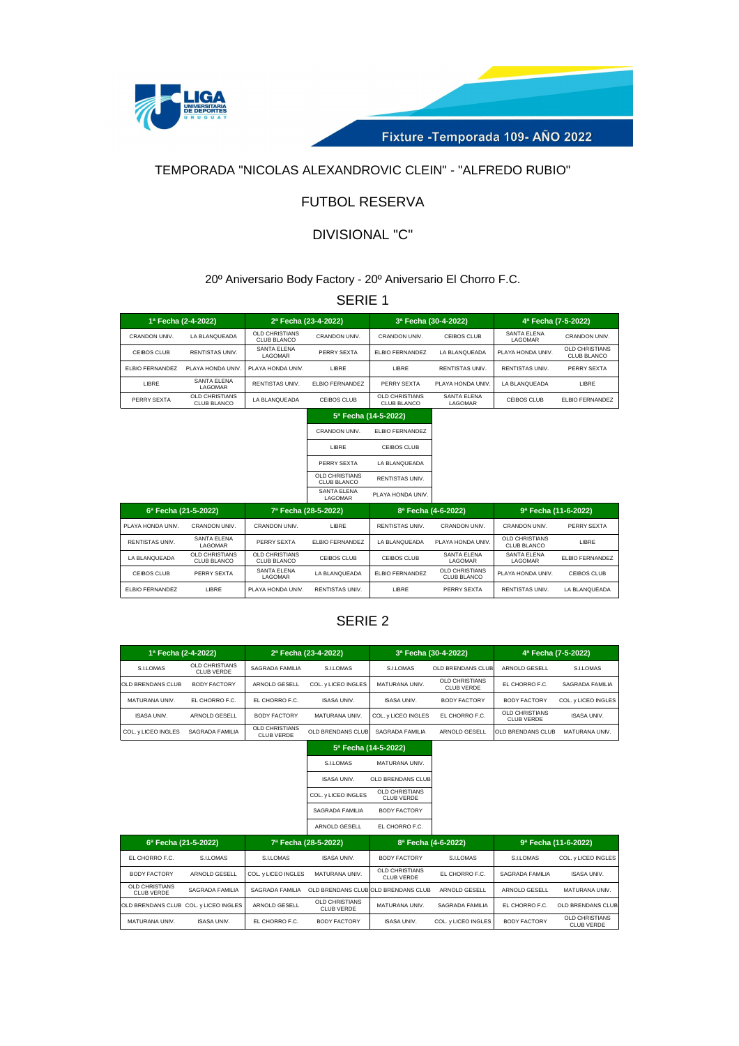LIGA UNIVERSITARIA DE DEPORTES URUGUAY

Fixture -Temporada 109- AÑO 2022

# TEMPORADA "NICOLAS ALEXANDROVIC CLEIN" - "ALFREDO RUBIO"

## FUTBOL RESERVA

## DIVISIONAL "C"

20º Aniversario Body Factory - 20º Aniversario El Chorro F.C.

### SERIE 1

| 1ª Fecha (2-4-2022) | | 2ª Fecha (23-4-2022) | | 3ª Fecha (30-4-2022) | | 4ª Fecha (7-5-2022) | |
|---|---|---|---|---|---|---|---|
| CRANDON UNIV. | LA BLANQUEADA | OLD CHRISTIANS CLUB BLANCO | CRANDON UNIV. | CRANDON UNIV. | CEIBOS CLUB | SANTA ELENA LAGOMAR | CRANDON UNIV. |
| CEIBOS CLUB | RENTISTAS UNIV. | SANTA ELENA LAGOMAR | PERRY SEXTA | ELBIO FERNANDEZ | LA BLANQUEADA | PLAYA HONDA UNIV. | OLD CHRISTIANS CLUB BLANCO |
| ELBIO FERNANDEZ | PLAYA HONDA UNIV. | PLAYA HONDA UNIV. | LIBRE | LIBRE | RENTISTAS UNIV. | RENTISTAS UNIV. | PERRY SEXTA |
| LIBRE | SANTA ELENA LAGOMAR | RENTISTAS UNIV. | ELBIO FERNANDEZ | PERRY SEXTA | PLAYA HONDA UNIV. | LA BLANQUEADA | LIBRE |
| PERRY SEXTA | OLD CHRISTIANS CLUB BLANCO | LA BLANQUEADA | CEIBOS CLUB | OLD CHRISTIANS CLUB BLANCO | SANTA ELENA LAGOMAR | CEIBOS CLUB | ELBIO FERNANDEZ |

| 5ª Fecha (14-5-2022) | |
|---|---|
| CRANDON UNIV. | ELBIO FERNANDEZ |
| LIBRE | CEIBOS CLUB |
| PERRY SEXTA | LA BLANQUEADA |
| OLD CHRISTIANS CLUB BLANCO | RENTISTAS UNIV. |
| SANTA ELENA LAGOMAR | PLAYA HONDA UNIV. |

| 6ª Fecha (21-5-2022) | | 7ª Fecha (28-5-2022) | | 8ª Fecha (4-6-2022) | | 9ª Fecha (11-6-2022) | |
|---|---|---|---|---|---|---|---|
| PLAYA HONDA UNIV. | CRANDON UNIV. | CRANDON UNIV. | LIBRE | RENTISTAS UNIV. | CRANDON UNIV. | CRANDON UNIV. | PERRY SEXTA |
| RENTISTAS UNIV. | SANTA ELENA LAGOMAR | PERRY SEXTA | ELBIO FERNANDEZ | LA BLANQUEADA | PLAYA HONDA UNIV. | OLD CHRISTIANS CLUB BLANCO | LIBRE |
| LA BLANQUEADA | OLD CHRISTIANS CLUB BLANCO | OLD CHRISTIANS CLUB BLANCO | CEIBOS CLUB | CEIBOS CLUB | SANTA ELENA LAGOMAR | SANTA ELENA LAGOMAR | ELBIO FERNANDEZ |
| CEIBOS CLUB | PERRY SEXTA | SANTA ELENA LAGOMAR | LA BLANQUEADA | ELBIO FERNANDEZ | OLD CHRISTIANS CLUB BLANCO | PLAYA HONDA UNIV. | CEIBOS CLUB |
| ELBIO FERNANDEZ | LIBRE | PLAYA HONDA UNIV. | RENTISTAS UNIV. | LIBRE | PERRY SEXTA | RENTISTAS UNIV. | LA BLANQUEADA |

### SERIE 2

| 1ª Fecha (2-4-2022) | | 2ª Fecha (23-4-2022) | | 3ª Fecha (30-4-2022) | | 4ª Fecha (7-5-2022) | |
|---|---|---|---|---|---|---|---|
| S.I.LOMAS | OLD CHRISTIANS CLUB VERDE | SAGRADA FAMILIA | S.I.LOMAS | S.I.LOMAS | OLD BRENDANS CLUB | ARNOLD GESELL | S.I.LOMAS |
| OLD BRENDANS CLUB | BODY FACTORY | ARNOLD GESELL | COL. y LICEO INGLES | MATURANA UNIV. | OLD CHRISTIANS CLUB VERDE | EL CHORRO F.C. | SAGRADA FAMILIA |
| MATURANA UNIV. | EL CHORRO F.C. | EL CHORRO F.C. | ISASA UNIV. | ISASA UNIV. | BODY FACTORY | BODY FACTORY | COL. y LICEO INGLES |
| ISASA UNIV. | ARNOLD GESELL | BODY FACTORY | MATURANA UNIV. | COL. y LICEO INGLES | EL CHORRO F.C. | OLD CHRISTIANS CLUB VERDE | ISASA UNIV. |
| COL. y LICEO INGLES | SAGRADA FAMILIA | OLD CHRISTIANS CLUB VERDE | OLD BRENDANS CLUB | SAGRADA FAMILIA | ARNOLD GESELL | OLD BRENDANS CLUB | MATURANA UNIV. |

| 5ª Fecha (14-5-2022) | |
|---|---|
| S.I.LOMAS | MATURANA UNIV. |
| ISASA UNIV. | OLD BRENDANS CLUB |
| COL. y LICEO INGLES | OLD CHRISTIANS CLUB VERDE |
| SAGRADA FAMILIA | BODY FACTORY |
| ARNOLD GESELL | EL CHORRO F.C. |

| 6ª Fecha (21-5-2022) | | 7ª Fecha (28-5-2022) | | 8ª Fecha (4-6-2022) | | 9ª Fecha (11-6-2022) | |
|---|---|---|---|---|---|---|---|
| EL CHORRO F.C. | S.I.LOMAS | S.I.LOMAS | ISASA UNIV. | BODY FACTORY | S.I.LOMAS | S.I.LOMAS | COL. y LICEO INGLES |
| BODY FACTORY | ARNOLD GESELL | COL. y LICEO INGLES | MATURANA UNIV. | OLD CHRISTIANS CLUB VERDE | EL CHORRO F.C. | SAGRADA FAMILIA | ISASA UNIV. |
| OLD CHRISTIANS CLUB VERDE | SAGRADA FAMILIA | SAGRADA FAMILIA | OLD BRENDANS CLUB | OLD BRENDANS CLUB | ARNOLD GESELL | ARNOLD GESELL | MATURANA UNIV. |
| OLD BRENDANS CLUB | COL. y LICEO INGLES | ARNOLD GESELL | OLD CHRISTIANS CLUB VERDE | MATURANA UNIV. | SAGRADA FAMILIA | EL CHORRO F.C. | OLD BRENDANS CLUB |
| MATURANA UNIV. | ISASA UNIV. | EL CHORRO F.C. | BODY FACTORY | ISASA UNIV. | COL. y LICEO INGLES | BODY FACTORY | OLD CHRISTIANS CLUB VERDE |